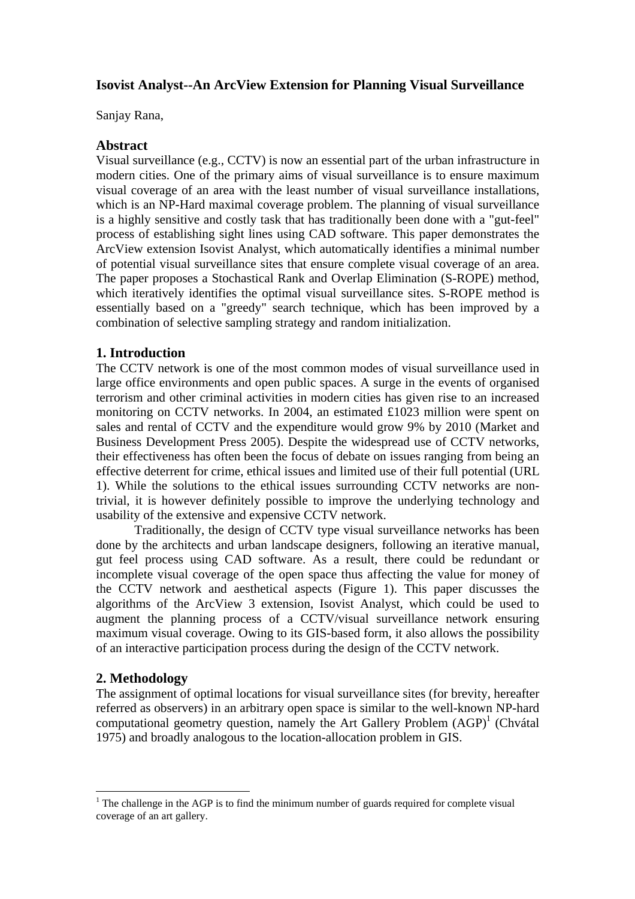# Isovist Analyst--An ArcView Extension for Planning Visual Surveillance

Sanjay Rana,

## Abstract

Visual surveillance (e.g., CCTV) is now an essential part of the urban infrastructure in modern cities. One of the primary aims of visual surveillance is to ensure maximum visual coverage of an area with the least number of visual surveillance installations, which is an NP-Hard maximal coverage problem. The planning of visual surveillance is a highly sensitive and costly task that has traditionally been done with a "gut-feel" process of establishing sight lines using CAD software. This paper demonstrates the ArcView extension Isovist Analyst, which automatically identifies a minimal number of potential visual surveillance sites that ensure complete visual coverage of an area. The paper proposes a Stochastical Rank and Overlap Elimination (S-ROPE) method, which iteratively identifies the optimal visual surveillance sites. S-ROPE method is essentially based on a "greedy" search technique, which has been improved by a combination of selective sampling strategy and random initialization.

## 1. Introduction

The CCTV network is one of the most common modes of visual surveillance used in large office environments and open public spaces. A surge in the events of organised terrorism and other criminal activities in modern cities has given rise to an increased monitoring on CCTV networks. In 2004, an estimated £1023 million were spent on sales and rental of CCTV and the expenditure would grow 9% by 2010 (Market and Business Development Press 2005). Despite the widespread use of CCTV networks, their effectiveness has often been the focus of debate on issues ranging from being an effective deterrent for crime, ethical issues and limited use of their full potential (URL 1). While the solutions to the ethical issues surrounding CCTV networks are non-trivial, it is however definitely possible to improve the underlying technology and usability of the extensive and expensive CCTV network.

Traditionally, the design of CCTV type visual surveillance networks has been done by the architects and urban landscape designers, following an iterative manual, gut feel process using CAD software. As a result, there could be redundant or incomplete visual coverage of the open space thus affecting the value for money of the CCTV network and aesthetical aspects (Figure 1). This paper discusses the algorithms of the ArcView 3 extension, Isovist Analyst, which could be used to augment the planning process of a CCTV/visual surveillance network ensuring maximum visual coverage. Owing to its GIS-based form, it also allows the possibility of an interactive participation process during the design of the CCTV network.

## 2. Methodology

The assignment of optimal locations for visual surveillance sites (for brevity, hereafter referred as observers) in an arbitrary open space is similar to the well-known NP-hard computational geometry question, namely the Art Gallery Problem (AGP)[1] (Chvátal 1975) and broadly analogous to the location-allocation problem in GIS.

[1] The challenge in the AGP is to find the minimum number of guards required for complete visual coverage of an art gallery.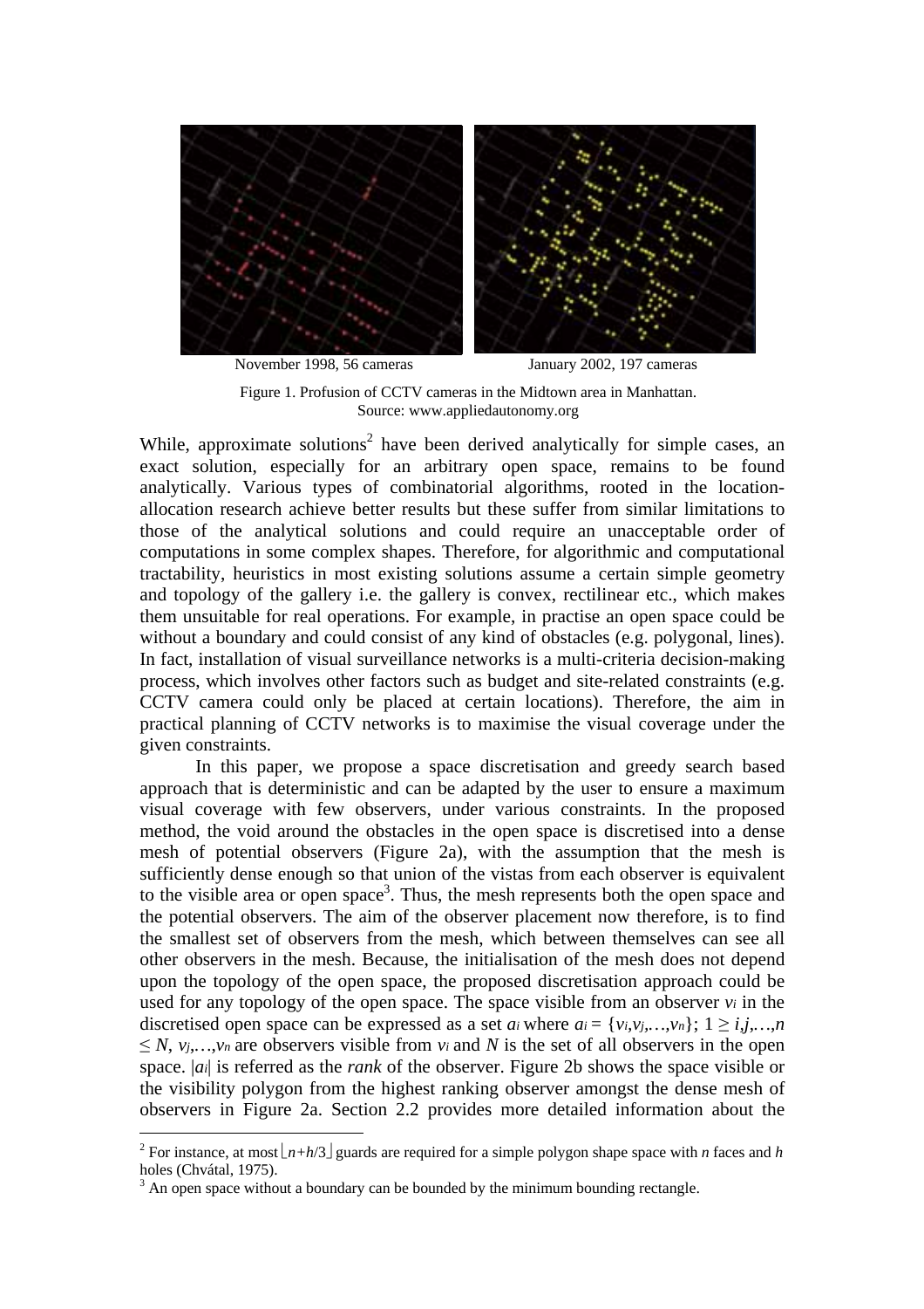November 1998, 56 cameras January 2002, 197 cameras

Figure 1. Profusion of CCTV cameras in the Midtown area in Manhattan.
Source: www.appliedautonomy.org

While, approximate solutions[2] have been derived analytically for simple cases, an exact solution, especially for an arbitrary open space, remains to be found analytically. Various types of combinatorial algorithms, rooted in the location-allocation research achieve better results but these suffer from similar limitations to those of the analytical solutions and could require an unacceptable order of computations in some complex shapes. Therefore, for algorithmic and computational tractability, heuristics in most existing solutions assume a certain simple geometry and topology of the gallery i.e. the gallery is convex, rectilinear etc., which makes them unsuitable for real operations. For example, in practise an open space could be without a boundary and could consist of any kind of obstacles (e.g. polygonal, lines). In fact, installation of visual surveillance networks is a multi-criteria decision-making process, which involves other factors such as budget and site-related constraints (e.g. CCTV camera could only be placed at certain locations). Therefore, the aim in practical planning of CCTV networks is to maximise the visual coverage under the given constraints.

In this paper, we propose a space discretisation and greedy search based approach that is deterministic and can be adapted by the user to ensure a maximum visual coverage with few observers, under various constraints. In the proposed method, the void around the obstacles in the open space is discretised into a dense mesh of potential observers (Figure 2a), with the assumption that the mesh is sufficiently dense enough so that union of the vistas from each observer is equivalent to the visible area or open space[3]. Thus, the mesh represents both the open space and the potential observers. The aim of the observer placement now therefore, is to find the smallest set of observers from the mesh, which between themselves can see all other observers in the mesh. Because, the initialisation of the mesh does not depend upon the topology of the open space, the proposed discretisation approach could be used for any topology of the open space. The space visible from an observer $v_i$ in the discretised open space can be expressed as a set $a_i$ where $a_i = \{v_i, v_j, \ldots, v_n\}$; $1 \geq i, j, \ldots, n \leq N$, $v_j, \ldots, v_n$ are observers visible from $v_i$ and $N$ is the set of all observers in the open space. $|a_i|$ is referred as the *rank* of the observer. Figure 2b shows the space visible or the visibility polygon from the highest ranking observer amongst the dense mesh of observers in Figure 2a. Section 2.2 provides more detailed information about the

[2] For instance, at most $\lfloor n+h/3 \rfloor$ guards are required for a simple polygon shape space with $n$ faces and $h$ holes (Chvátal, 1975).

[3] An open space without a boundary can be bounded by the minimum bounding rectangle.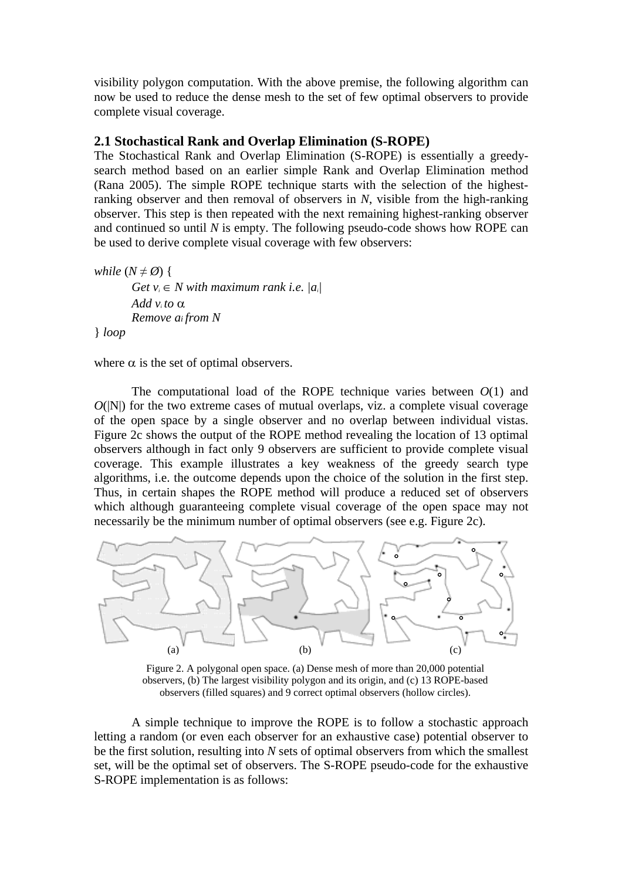visibility polygon computation. With the above premise, the following algorithm can now be used to reduce the dense mesh to the set of few optimal observers to provide complete visual coverage.

### 2.1 Stochastical Rank and Overlap Elimination (S-ROPE)

The Stochastical Rank and Overlap Elimination (S-ROPE) is essentially a greedy-search method based on an earlier simple Rank and Overlap Elimination method (Rana 2005). The simple ROPE technique starts with the selection of the highest-ranking observer and then removal of observers in *N*, visible from the high-ranking observer. This step is then repeated with the next remaining highest-ranking observer and continued so until *N* is empty. The following pseudo-code shows how ROPE can be used to derive complete visual coverage with few observers:

*while* ($N \neq \emptyset$) {
    *Get* $v_i \in N$ *with maximum rank i.e.* $|a_i|$
    *Add* $v_i$ *to* $\alpha$
    *Remove* $a_i$ *from N*
} *loop*

where $\alpha$ is the set of optimal observers.

The computational load of the ROPE technique varies between $O(1)$ and $O(|N|)$ for the two extreme cases of mutual overlaps, viz. a complete visual coverage of the open space by a single observer and no overlap between individual vistas. Figure 2c shows the output of the ROPE method revealing the location of 13 optimal observers although in fact only 9 observers are sufficient to provide complete visual coverage. This example illustrates a key weakness of the greedy search type algorithms, i.e. the outcome depends upon the choice of the solution in the first step. Thus, in certain shapes the ROPE method will produce a reduced set of observers which although guaranteeing complete visual coverage of the open space may not necessarily be the minimum number of optimal observers (see e.g. Figure 2c).

(a) (b) (c)

Figure 2. A polygonal open space. (a) Dense mesh of more than 20,000 potential observers, (b) The largest visibility polygon and its origin, and (c) 13 ROPE-based observers (filled squares) and 9 correct optimal observers (hollow circles).

A simple technique to improve the ROPE is to follow a stochastic approach letting a random (or even each observer for an exhaustive case) potential observer to be the first solution, resulting into *N* sets of optimal observers from which the smallest set, will be the optimal set of observers. The S-ROPE pseudo-code for the exhaustive S-ROPE implementation is as follows: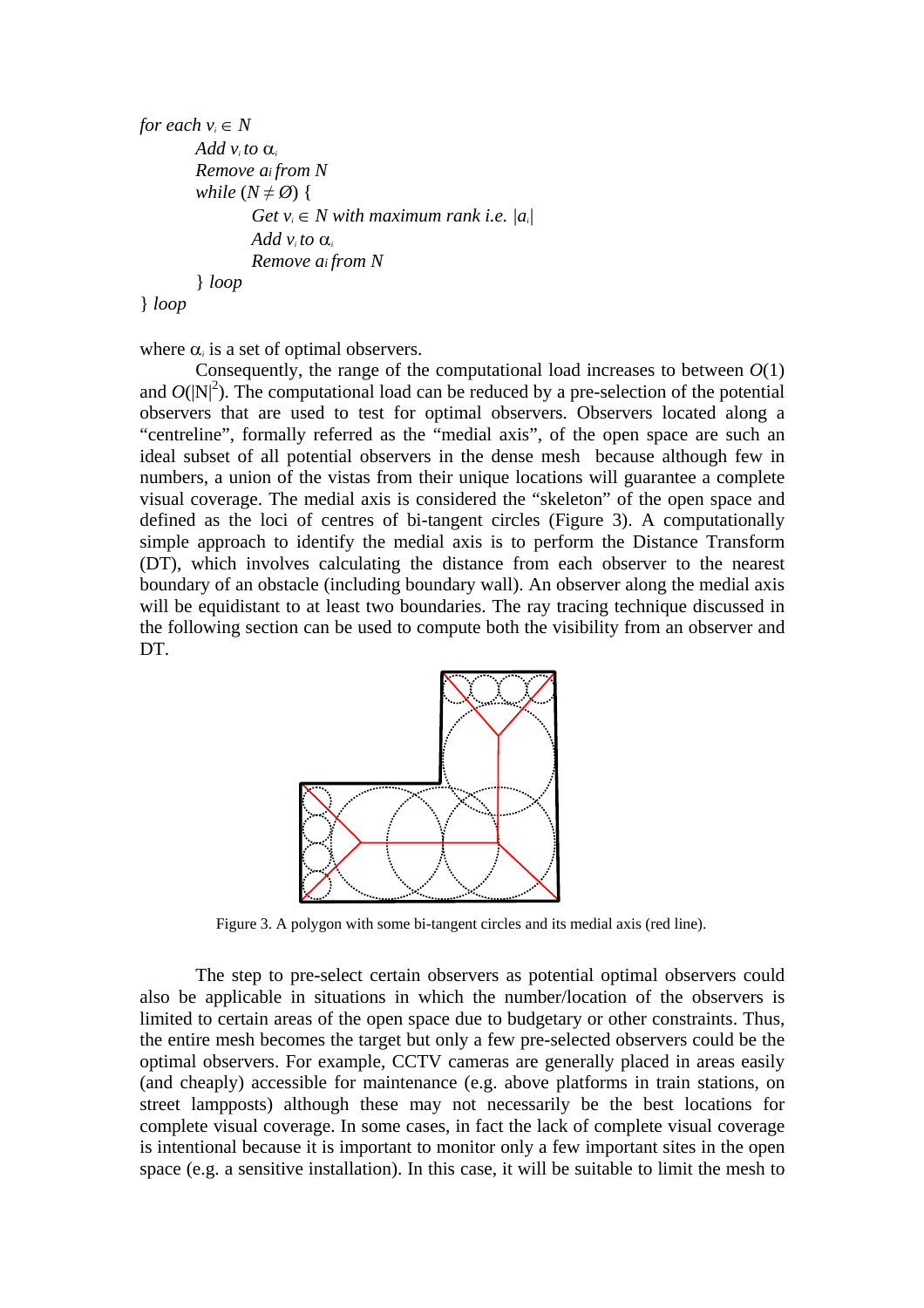```
for each v_i ∈ N
    Add v_i to α_i
    Remove a_i from N
    while (N ≠ Ø) {
        Get v_i ∈ N with maximum rank i.e. |a_i|
        Add v_i to α_i
        Remove a_i from N
    } loop
} loop
```

where $\alpha_i$ is a set of optimal observers.

Consequently, the range of the computational load increases to between $O(1)$ and $O(|N|^2)$. The computational load can be reduced by a pre-selection of the potential observers that are used to test for optimal observers. Observers located along a "centreline", formally referred as the "medial axis", of the open space are such an ideal subset of all potential observers in the dense mesh because although few in numbers, a union of the vistas from their unique locations will guarantee a complete visual coverage. The medial axis is considered the "skeleton" of the open space and defined as the loci of centres of bi-tangent circles (Figure 3). A computationally simple approach to identify the medial axis is to perform the Distance Transform (DT), which involves calculating the distance from each observer to the nearest boundary of an obstacle (including boundary wall). An observer along the medial axis will be equidistant to at least two boundaries. The ray tracing technique discussed in the following section can be used to compute both the visibility from an observer and DT.

Figure 3. A polygon with some bi-tangent circles and its medial axis (red line).

The step to pre-select certain observers as potential optimal observers could also be applicable in situations in which the number/location of the observers is limited to certain areas of the open space due to budgetary or other constraints. Thus, the entire mesh becomes the target but only a few pre-selected observers could be the optimal observers. For example, CCTV cameras are generally placed in areas easily (and cheaply) accessible for maintenance (e.g. above platforms in train stations, on street lampposts) although these may not necessarily be the best locations for complete visual coverage. In some cases, in fact the lack of complete visual coverage is intentional because it is important to monitor only a few important sites in the open space (e.g. a sensitive installation). In this case, it will be suitable to limit the mesh to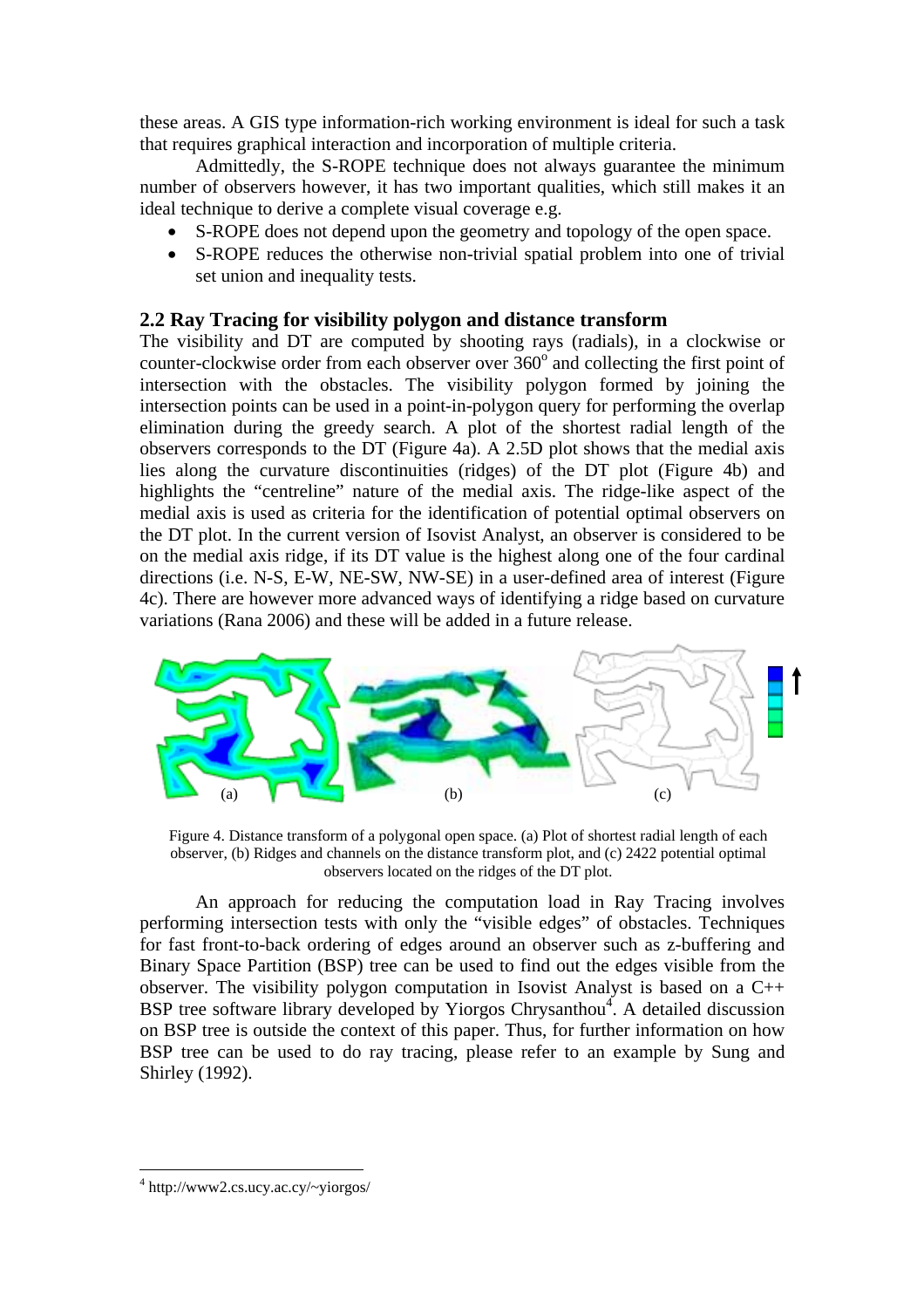these areas. A GIS type information-rich working environment is ideal for such a task that requires graphical interaction and incorporation of multiple criteria.

Admittedly, the S-ROPE technique does not always guarantee the minimum number of observers however, it has two important qualities, which still makes it an ideal technique to derive a complete visual coverage e.g.

- S-ROPE does not depend upon the geometry and topology of the open space.
- S-ROPE reduces the otherwise non-trivial spatial problem into one of trivial set union and inequality tests.

## 2.2 Ray Tracing for visibility polygon and distance transform

The visibility and DT are computed by shooting rays (radials), in a clockwise or counter-clockwise order from each observer over $360^o$ and collecting the first point of intersection with the obstacles. The visibility polygon formed by joining the intersection points can be used in a point-in-polygon query for performing the overlap elimination during the greedy search. A plot of the shortest radial length of the observers corresponds to the DT (Figure 4a). A 2.5D plot shows that the medial axis lies along the curvature discontinuities (ridges) of the DT plot (Figure 4b) and highlights the "centreline" nature of the medial axis. The ridge-like aspect of the medial axis is used as criteria for the identification of potential optimal observers on the DT plot. In the current version of Isovist Analyst, an observer is considered to be on the medial axis ridge, if its DT value is the highest along one of the four cardinal directions (i.e. N-S, E-W, NE-SW, NW-SE) in a user-defined area of interest (Figure 4c). There are however more advanced ways of identifying a ridge based on curvature variations (Rana 2006) and these will be added in a future release.

Figure 4. Distance transform of a polygonal open space. (a) Plot of shortest radial length of each observer, (b) Ridges and channels on the distance transform plot, and (c) 2422 potential optimal observers located on the ridges of the DT plot.

An approach for reducing the computation load in Ray Tracing involves performing intersection tests with only the "visible edges" of obstacles. Techniques for fast front-to-back ordering of edges around an observer such as z-buffering and Binary Space Partition (BSP) tree can be used to find out the edges visible from the observer. The visibility polygon computation in Isovist Analyst is based on a C++ BSP tree software library developed by Yiorgos Chrysanthou[4]. A detailed discussion on BSP tree is outside the context of this paper. Thus, for further information on how BSP tree can be used to do ray tracing, please refer to an example by Sung and Shirley (1992).

---

[4] http://www2.cs.ucy.ac.cy/~yiorgos/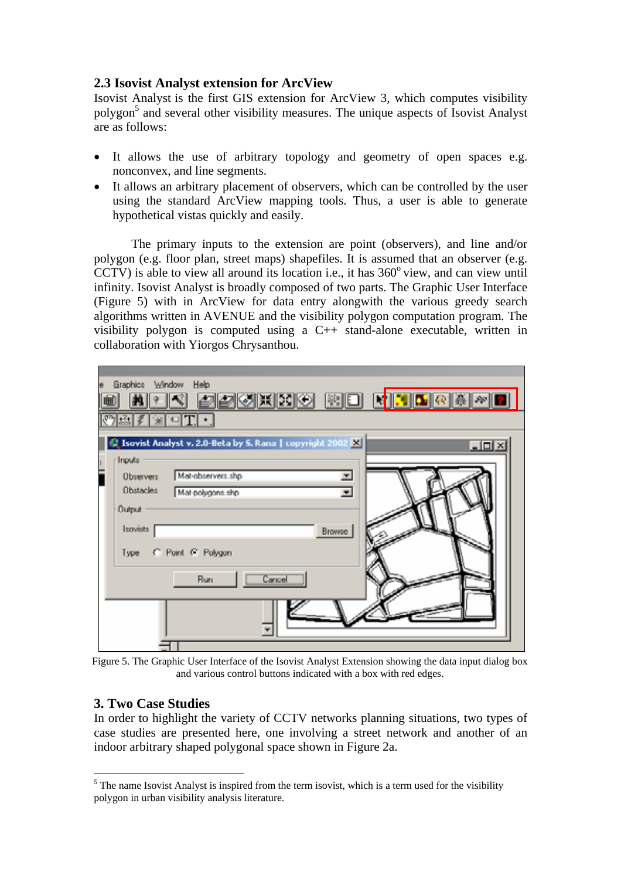## 2.3 Isovist Analyst extension for ArcView

Isovist Analyst is the first GIS extension for ArcView 3, which computes visibility polygon[5] and several other visibility measures. The unique aspects of Isovist Analyst are as follows:

- It allows the use of arbitrary topology and geometry of open spaces e.g. nonconvex, and line segments.
- It allows an arbitrary placement of observers, which can be controlled by the user using the standard ArcView mapping tools. Thus, a user is able to generate hypothetical vistas quickly and easily.

The primary inputs to the extension are point (observers), and line and/or polygon (e.g. floor plan, street maps) shapefiles. It is assumed that an observer (e.g. CCTV) is able to view all around its location i.e., it has 360$^{o}$ view, and can view until infinity. Isovist Analyst is broadly composed of two parts. The Graphic User Interface (Figure 5) with in ArcView for data entry alongwith the various greedy search algorithms written in AVENUE and the visibility polygon computation program. The visibility polygon is computed using a C++ stand-alone executable, written in collaboration with Yiorgos Chrysanthou.

Figure 5. The Graphic User Interface of the Isovist Analyst Extension showing the data input dialog box and various control buttons indicated with a box with red edges.

## 3. Two Case Studies

In order to highlight the variety of CCTV networks planning situations, two types of case studies are presented here, one involving a street network and another of an indoor arbitrary shaped polygonal space shown in Figure 2a.

[5] The name Isovist Analyst is inspired from the term isovist, which is a term used for the visibility polygon in urban visibility analysis literature.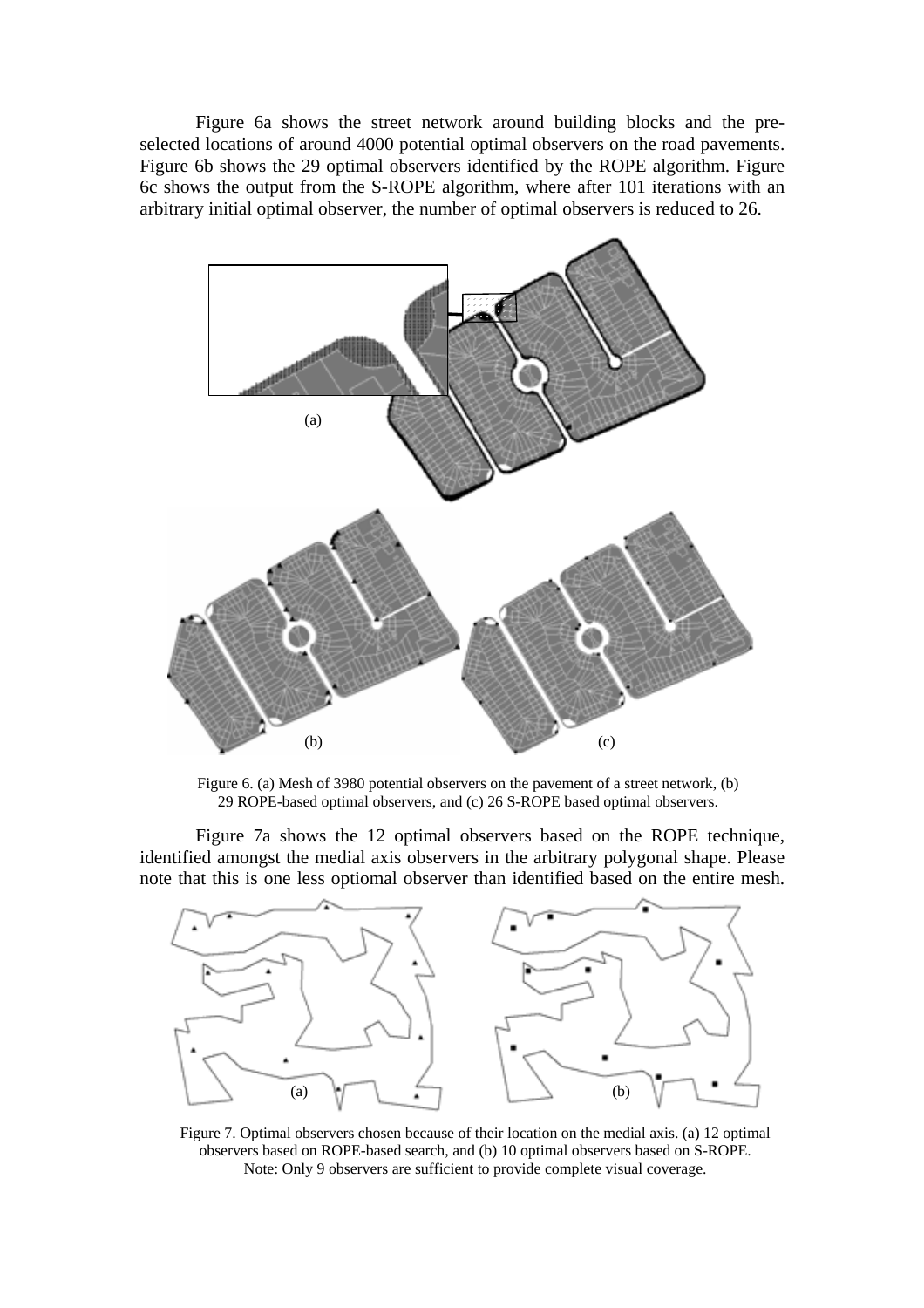Figure 6a shows the street network around building blocks and the pre-selected locations of around 4000 potential optimal observers on the road pavements. Figure 6b shows the 29 optimal observers identified by the ROPE algorithm. Figure 6c shows the output from the S-ROPE algorithm, where after 101 iterations with an arbitrary initial optimal observer, the number of optimal observers is reduced to 26.

Figure 6. (a) Mesh of 3980 potential observers on the pavement of a street network, (b) 29 ROPE-based optimal observers, and (c) 26 S-ROPE based optimal observers.

Figure 7a shows the 12 optimal observers based on the ROPE technique, identified amongst the medial axis observers in the arbitrary polygonal shape. Please note that this is one less optiomal observer than identified based on the entire mesh.

Figure 7. Optimal observers chosen because of their location on the medial axis. (a) 12 optimal observers based on ROPE-based search, and (b) 10 optimal observers based on S-ROPE. Note: Only 9 observers are sufficient to provide complete visual coverage.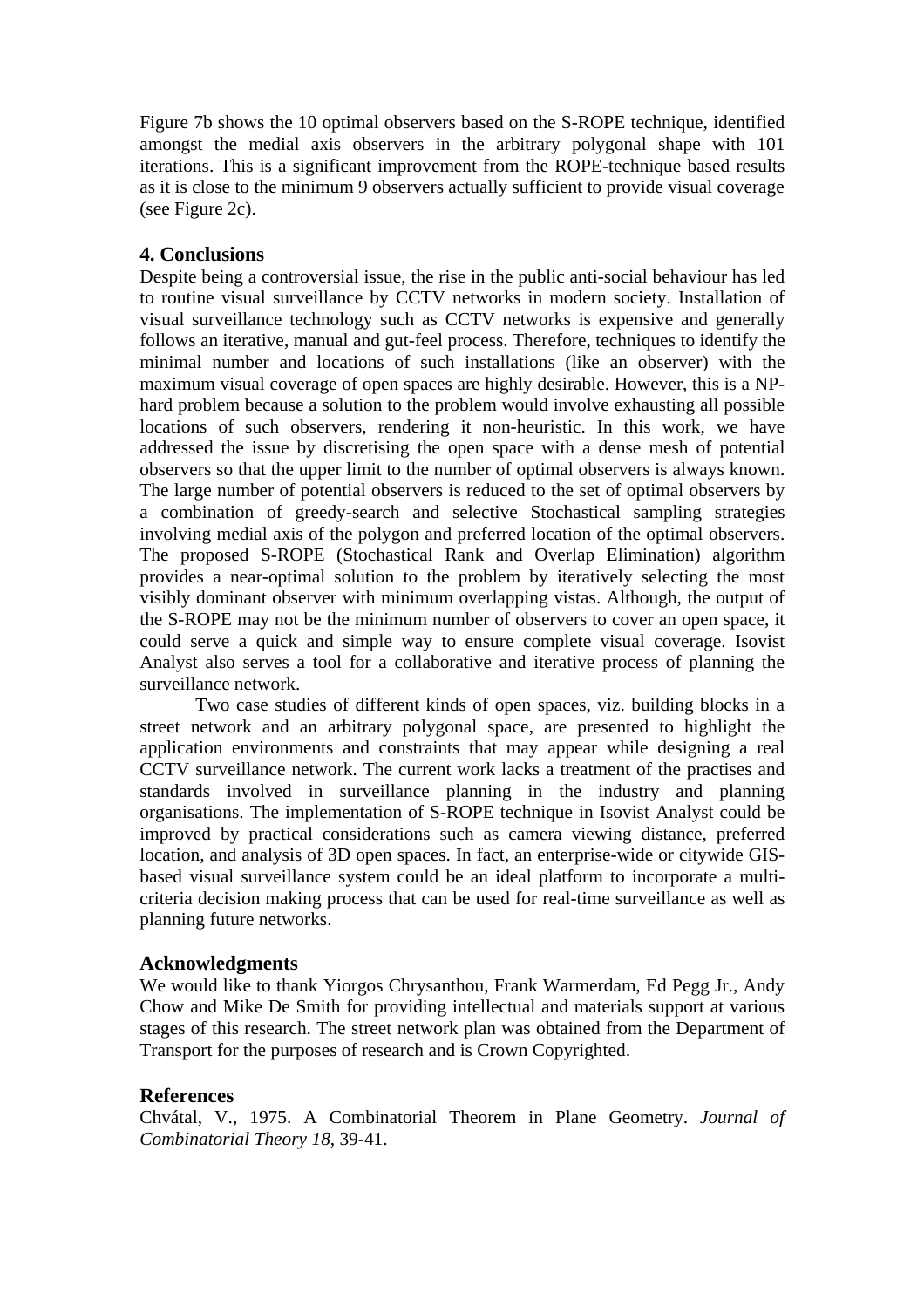Figure 7b shows the 10 optimal observers based on the S-ROPE technique, identified amongst the medial axis observers in the arbitrary polygonal shape with 101 iterations. This is a significant improvement from the ROPE-technique based results as it is close to the minimum 9 observers actually sufficient to provide visual coverage (see Figure 2c).

## 4. Conclusions

Despite being a controversial issue, the rise in the public anti-social behaviour has led to routine visual surveillance by CCTV networks in modern society. Installation of visual surveillance technology such as CCTV networks is expensive and generally follows an iterative, manual and gut-feel process. Therefore, techniques to identify the minimal number and locations of such installations (like an observer) with the maximum visual coverage of open spaces are highly desirable. However, this is a NP-hard problem because a solution to the problem would involve exhausting all possible locations of such observers, rendering it non-heuristic. In this work, we have addressed the issue by discretising the open space with a dense mesh of potential observers so that the upper limit to the number of optimal observers is always known. The large number of potential observers is reduced to the set of optimal observers by a combination of greedy-search and selective Stochastical sampling strategies involving medial axis of the polygon and preferred location of the optimal observers. The proposed S-ROPE (Stochastical Rank and Overlap Elimination) algorithm provides a near-optimal solution to the problem by iteratively selecting the most visibly dominant observer with minimum overlapping vistas. Although, the output of the S-ROPE may not be the minimum number of observers to cover an open space, it could serve a quick and simple way to ensure complete visual coverage. Isovist Analyst also serves a tool for a collaborative and iterative process of planning the surveillance network.

Two case studies of different kinds of open spaces, viz. building blocks in a street network and an arbitrary polygonal space, are presented to highlight the application environments and constraints that may appear while designing a real CCTV surveillance network. The current work lacks a treatment of the practises and standards involved in surveillance planning in the industry and planning organisations. The implementation of S-ROPE technique in Isovist Analyst could be improved by practical considerations such as camera viewing distance, preferred location, and analysis of 3D open spaces. In fact, an enterprise-wide or citywide GIS-based visual surveillance system could be an ideal platform to incorporate a multi-criteria decision making process that can be used for real-time surveillance as well as planning future networks.

## Acknowledgments

We would like to thank Yiorgos Chrysanthou, Frank Warmerdam, Ed Pegg Jr., Andy Chow and Mike De Smith for providing intellectual and materials support at various stages of this research. The street network plan was obtained from the Department of Transport for the purposes of research and is Crown Copyrighted.

## References

Chvátal, V., 1975. A Combinatorial Theorem in Plane Geometry. *Journal of Combinatorial Theory 18*, 39-41.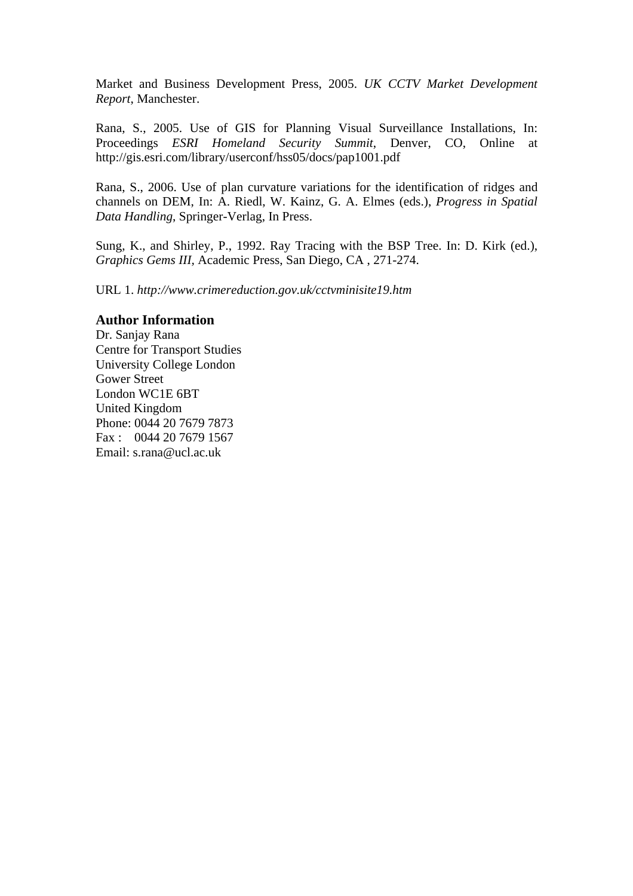Market and Business Development Press, 2005. *UK CCTV Market Development Report*, Manchester.

Rana, S., 2005. Use of GIS for Planning Visual Surveillance Installations, In: Proceedings *ESRI Homeland Security Summit*, Denver, CO, Online at http://gis.esri.com/library/userconf/hss05/docs/pap1001.pdf

Rana, S., 2006. Use of plan curvature variations for the identification of ridges and channels on DEM, In: A. Riedl, W. Kainz, G. A. Elmes (eds.), *Progress in Spatial Data Handling*, Springer-Verlag, In Press.

Sung, K., and Shirley, P., 1992. Ray Tracing with the BSP Tree. In: D. Kirk (ed.), *Graphics Gems III*, Academic Press, San Diego, CA , 271-274.

URL 1. *http://www.crimereduction.gov.uk/cctvminisite19.htm*

### Author Information

Dr. Sanjay Rana
Centre for Transport Studies
University College London
Gower Street
London WC1E 6BT
United Kingdom
Phone: 0044 20 7679 7873
Fax : 0044 20 7679 1567
Email: s.rana@ucl.ac.uk